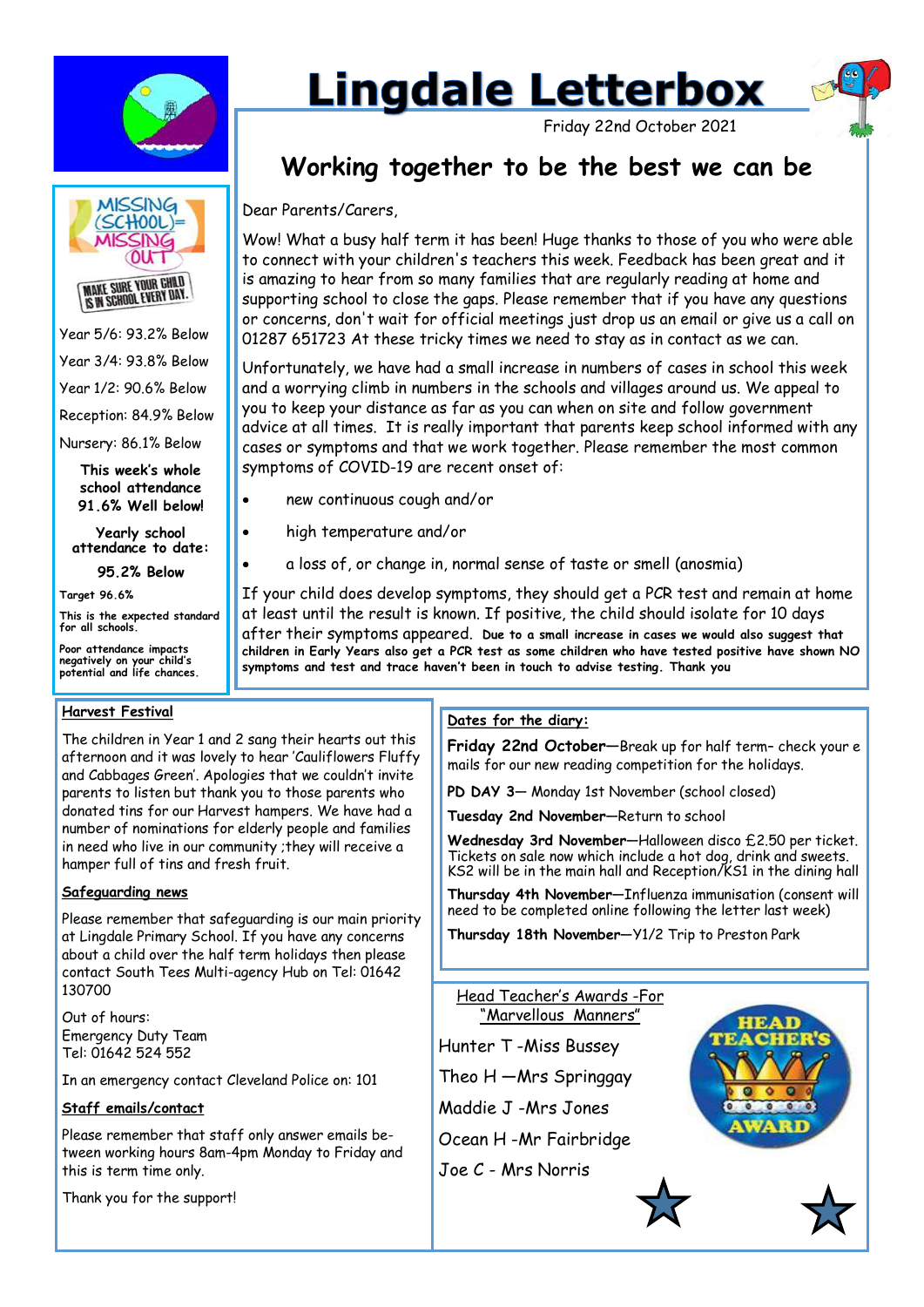# Lingdale Letterbox

Friday 22nd October 2021

## Working together to be the best we can be

Dear Parents/Carers,

Wow! What a busy half term it has been! Huge thanks to those of you who were able to connect with your children's teachers this week. Feedback has been great and it is amazing to hear from so many families that are regularly reading at home and supporting school to close the gaps. Please remember that if you have any questions or concerns, don't wait for official meetings just drop us an email or give us a call on 01287 651723 At these tricky times we need to stay as in contact as we can.

Unfortunately, we have had a small increase in numbers of cases in school this week and a worrying climb in numbers in the schools and villages around us. We appeal to you to keep your distance as far as you can when on site and follow government advice at all times. It is really important that parents keep school informed with any cases or symptoms and that we work together. Please remember the most common symptoms of COVID-19 are recent onset of:

- new continuous cough and/or
- high temperature and/or
- a loss of, or change in, normal sense of taste or smell (anosmia)

If your child does develop symptoms, they should get a PCR test and remain at home at least until the result is known. If positive, the child should isolate for 10 days after their symptoms appeared. **Due to a small increase in cases we would also suggest that children in Early Years also get a PCR test as some children who have tested positive have shown NO symptoms and test and trace haven't been in touch to advise testing. Thank you**

MISSING (SCHOOL)= MISSING OUT

MAKE SURE YOUR CHILD IS IN SCHOOL EVERY DAY.

Year 5/6: 93.2% Below

Year 3/4: 93.8% Below

Year 1/2: 90.6% Below

Reception: 84.9% Below

Nursery: 86.1% Below

**This week's whole school attendance 91.6% Well below!**

**Yearly school attendance to date:**

**95.2% Below**

**Target 96.6%**

**This is the expected standard for all schools.**

**Poor attendance impacts negatively on your child's potential and life chances.**

### Harvest Festival

The children in Year 1 and 2 sang their hearts out this afternoon and it was lovely to hear 'Cauliflowers Fluffy and Cabbages Green'. Apologies that we couldn't invite parents to listen but thank you to those parents who donated tins for our Harvest hampers. We have had a number of nominations for elderly people and families in need who live in our community ;they will receive a hamper full of tins and fresh fruit.

### Safeguarding news

Please remember that safeguarding is our main priority at Lingdale Primary School. If you have any concerns about a child over the half term holidays then please contact South Tees Multi-agency Hub on Tel: 01642 130700

Out of hours:
Emergency Duty Team
Tel: 01642 524 552

In an emergency contact Cleveland Police on: 101

### Staff emails/contact

Please remember that staff only answer emails between working hours 8am-4pm Monday to Friday and this is term time only.

Thank you for the support!

### Dates for the diary:

**Friday 22nd October**—Break up for half term– check your e mails for our new reading competition for the holidays.

**PD DAY 3**— Monday 1st November (school closed)

**Tuesday 2nd November**—Return to school

**Wednesday 3rd November**—Halloween disco £2.50 per ticket. Tickets on sale now which include a hot dog, drink and sweets. KS2 will be in the main hall and Reception/KS1 in the dining hall

**Thursday 4th November**—Influenza immunisation (consent will need to be completed online following the letter last week)

**Thursday 18th November**—Y1/2 Trip to Preston Park

### Head Teacher's Awards -For "Marvellous Manners"

Hunter T -Miss Bussey

Theo H —Mrs Springgay

Maddie J -Mrs Jones

Ocean H -Mr Fairbridge

Joe C - Mrs Norris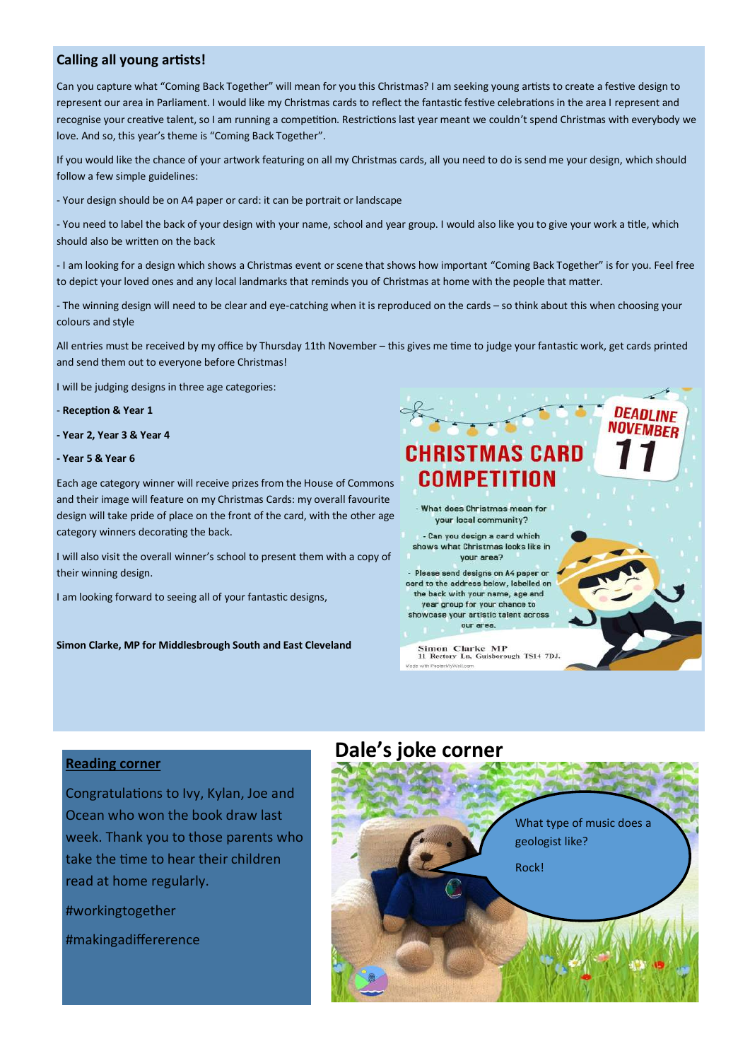## Calling all young artists!

Can you capture what "Coming Back Together" will mean for you this Christmas? I am seeking young artists to create a festive design to represent our area in Parliament. I would like my Christmas cards to reflect the fantastic festive celebrations in the area I represent and recognise your creative talent, so I am running a competition. Restrictions last year meant we couldn't spend Christmas with everybody we love. And so, this year's theme is "Coming Back Together".

If you would like the chance of your artwork featuring on all my Christmas cards, all you need to do is send me your design, which should follow a few simple guidelines:

- Your design should be on A4 paper or card: it can be portrait or landscape

- You need to label the back of your design with your name, school and year group. I would also like you to give your work a title, which should also be written on the back

- I am looking for a design which shows a Christmas event or scene that shows how important "Coming Back Together" is for you. Feel free to depict your loved ones and any local landmarks that reminds you of Christmas at home with the people that matter.

- The winning design will need to be clear and eye-catching when it is reproduced on the cards – so think about this when choosing your colours and style

All entries must be received by my office by Thursday 11th November – this gives me time to judge your fantastic work, get cards printed and send them out to everyone before Christmas!

I will be judging designs in three age categories:

- **Reception & Year 1**

- **Year 2, Year 3 & Year 4**

- **Year 5 & Year 6**

Each age category winner will receive prizes from the House of Commons and their image will feature on my Christmas Cards: my overall favourite design will take pride of place on the front of the card, with the other age category winners decorating the back.

I will also visit the overall winner's school to present them with a copy of their winning design.

I am looking forward to seeing all of your fantastic designs,

**Simon Clarke, MP for Middlesbrough South and East Cleveland**

**CHRISTMAS CARD COMPETITION**

**DEADLINE NOVEMBER 11**

- What does Christmas mean for your local community?

- Can you design a card which shows what Christmas looks like in your area?

- Please send designs on A4 paper or card to the address below, labelled on the back with your name, age and year group for your chance to showcase your artistic talent across our area.

Simon Clarke MP
11 Rectory Ln, Guisborough TS14 7DJ.

Made with PosterMyWall.com

## Reading corner

Congratulations to Ivy, Kylan, Joe and Ocean who won the book draw last week. Thank you to those parents who take the time to hear their children read at home regularly.

#workingtogether

#makingadiffererence

## Dale's joke corner

What type of music does a geologist like?

Rock!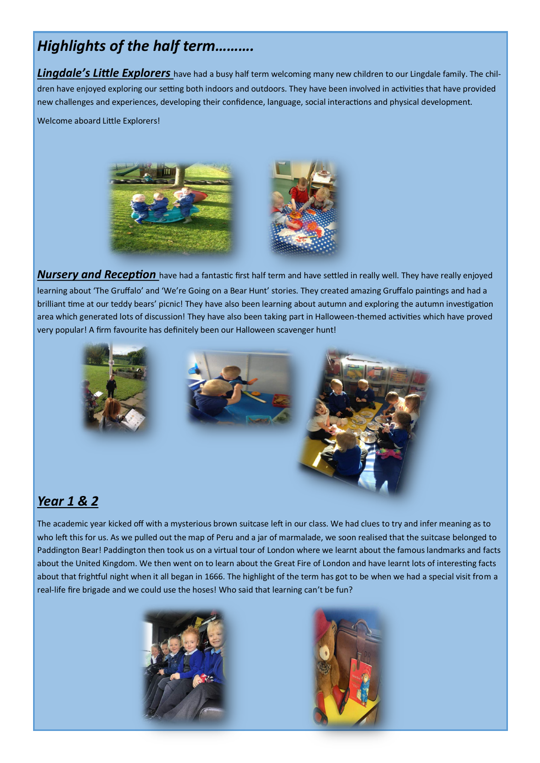# *Highlights of the half term……….*

***Lingdale's Little Explorers*** have had a busy half term welcoming many new children to our Lingdale family. The children have enjoyed exploring our setting both indoors and outdoors. They have been involved in activities that have provided new challenges and experiences, developing their confidence, language, social interactions and physical development.

Welcome aboard Little Explorers!

***Nursery and Reception*** have had a fantastic first half term and have settled in really well. They have really enjoyed learning about 'The Gruffalo' and 'We're Going on a Bear Hunt' stories. They created amazing Gruffalo paintings and had a brilliant time at our teddy bears' picnic! They have also been learning about autumn and exploring the autumn investigation area which generated lots of discussion! They have also been taking part in Halloween-themed activities which have proved very popular! A firm favourite has definitely been our Halloween scavenger hunt!

## ***Year 1 & 2***

The academic year kicked off with a mysterious brown suitcase left in our class. We had clues to try and infer meaning as to who left this for us. As we pulled out the map of Peru and a jar of marmalade, we soon realised that the suitcase belonged to Paddington Bear! Paddington then took us on a virtual tour of London where we learnt about the famous landmarks and facts about the United Kingdom. We then went on to learn about the Great Fire of London and have learnt lots of interesting facts about that frightful night when it all began in 1666. The highlight of the term has got to be when we had a special visit from a real-life fire brigade and we could use the hoses! Who said that learning can't be fun?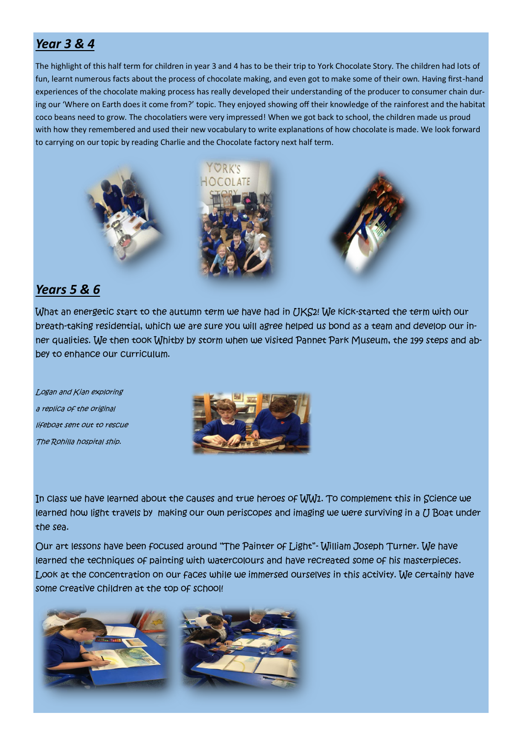## *Year 3 & 4*

The highlight of this half term for children in year 3 and 4 has to be their trip to York Chocolate Story. The children had lots of fun, learnt numerous facts about the process of chocolate making, and even got to make some of their own. Having first-hand experiences of the chocolate making process has really developed their understanding of the producer to consumer chain during our 'Where on Earth does it come from?' topic. They enjoyed showing off their knowledge of the rainforest and the habitat coco beans need to grow. The chocolatiers were very impressed! When we got back to school, the children made us proud with how they remembered and used their new vocabulary to write explanations of how chocolate is made. We look forward to carrying on our topic by reading Charlie and the Chocolate factory next half term.

## *Years 5 & 6*

What an energetic start to the autumn term we have had in UKS2! We kick-started the term with our breath-taking residential, which we are sure you will agree helped us bond as a team and develop our inner qualities. We then took Whitby by storm when we visited Pannet Park Museum, the 199 steps and abbey to enhance our curriculum.

*Logan and Kian exploring a replica of the original lifeboat sent out to rescue The Rohilla hospital ship.*

In class we have learned about the causes and true heroes of WW1. To complement this in Science we learned how light travels by making our own periscopes and imaging we were surviving in a U Boat under the sea.

Our art lessons have been focused around "The Painter of Light"- William Joseph Turner. We have learned the techniques of painting with watercolours and have recreated some of his masterpieces. Look at the concentration on our faces while we immersed ourselves in this activity. We certainly have some creative children at the top of school!